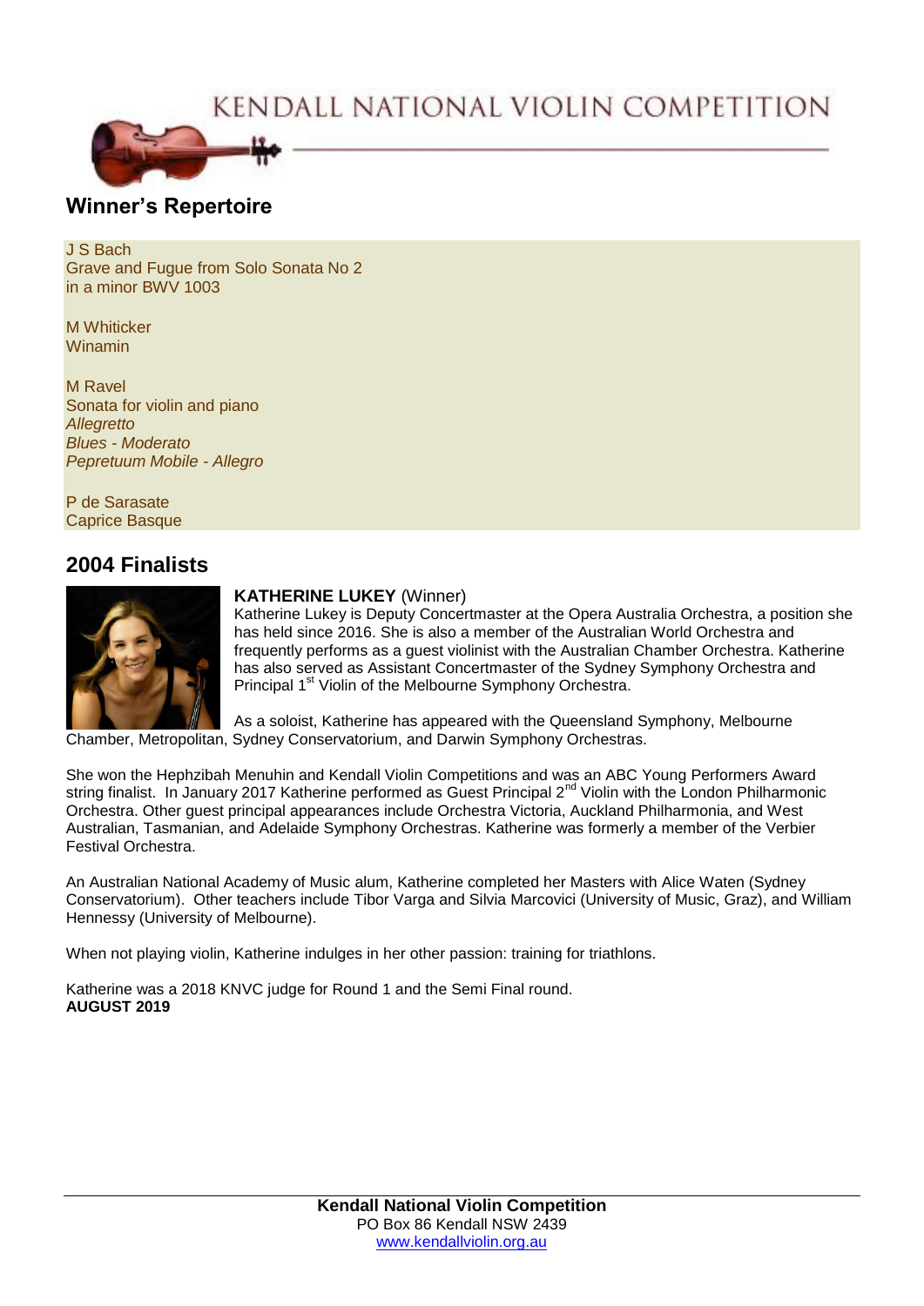# KENDALL NATIONAL VIOLIN COMPETITION

## Winner's Repertoire

J S Bach
Grave and Fugue from Solo Sonata No 2
in a minor BWV 1003

M Whiticker
Winamin

M Ravel
Sonata for violin and piano
*Allegretto*
*Blues - Moderato*
*Pepretuum Mobile - Allegro*

P de Sarasate
Caprice Basque

## 2004 Finalists

**KATHERINE LUKEY** (Winner)
Katherine Lukey is Deputy Concertmaster at the Opera Australia Orchestra, a position she has held since 2016. She is also a member of the Australian World Orchestra and frequently performs as a guest violinist with the Australian Chamber Orchestra. Katherine has also served as Assistant Concertmaster of the Sydney Symphony Orchestra and Principal 1st Violin of the Melbourne Symphony Orchestra.

As a soloist, Katherine has appeared with the Queensland Symphony, Melbourne Chamber, Metropolitan, Sydney Conservatorium, and Darwin Symphony Orchestras.

She won the Hephzibah Menuhin and Kendall Violin Competitions and was an ABC Young Performers Award string finalist. In January 2017 Katherine performed as Guest Principal 2nd Violin with the London Philharmonic Orchestra. Other guest principal appearances include Orchestra Victoria, Auckland Philharmonia, and West Australian, Tasmanian, and Adelaide Symphony Orchestras. Katherine was formerly a member of the Verbier Festival Orchestra.

An Australian National Academy of Music alum, Katherine completed her Masters with Alice Waten (Sydney Conservatorium). Other teachers include Tibor Varga and Silvia Marcovici (University of Music, Graz), and William Hennessy (University of Melbourne).

When not playing violin, Katherine indulges in her other passion: training for triathlons.

Katherine was a 2018 KNVC judge for Round 1 and the Semi Final round.
**AUGUST 2019**

**Kendall National Violin Competition**
PO Box 86 Kendall NSW 2439
www.kendallviolin.org.au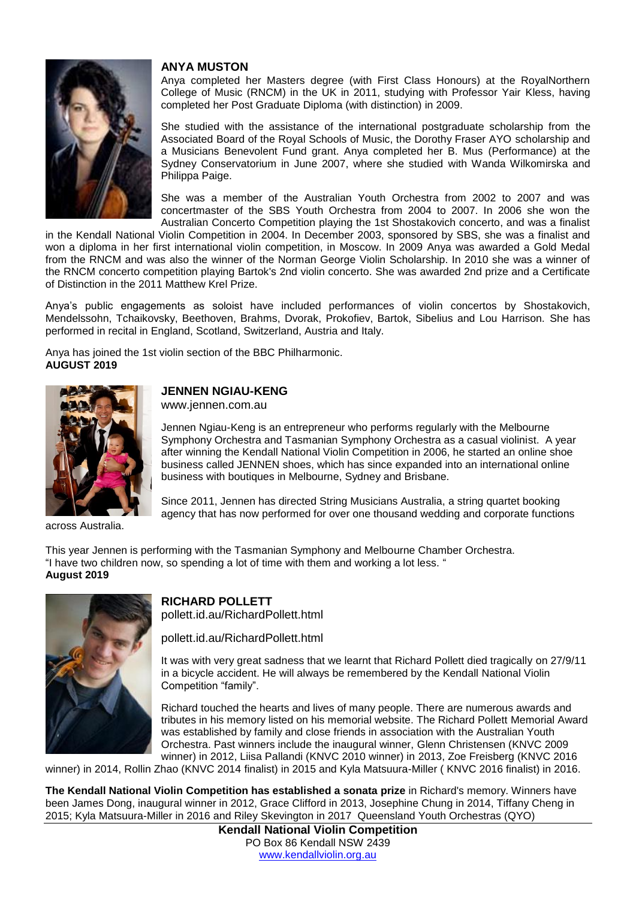## ANYA MUSTON

Anya completed her Masters degree (with First Class Honours) at the RoyalNorthern College of Music (RNCM) in the UK in 2011, studying with Professor Yair Kless, having completed her Post Graduate Diploma (with distinction) in 2009.

She studied with the assistance of the international postgraduate scholarship from the Associated Board of the Royal Schools of Music, the Dorothy Fraser AYO scholarship and a Musicians Benevolent Fund grant. Anya completed her B. Mus (Performance) at the Sydney Conservatorium in June 2007, where she studied with Wanda Wilkomirska and Philippa Paige.

She was a member of the Australian Youth Orchestra from 2002 to 2007 and was concertmaster of the SBS Youth Orchestra from 2004 to 2007. In 2006 she won the Australian Concerto Competition playing the 1st Shostakovich concerto, and was a finalist in the Kendall National Violin Competition in 2004. In December 2003, sponsored by SBS, she was a finalist and won a diploma in her first international violin competition, in Moscow. In 2009 Anya was awarded a Gold Medal from the RNCM and was also the winner of the Norman George Violin Scholarship. In 2010 she was a winner of the RNCM concerto competition playing Bartok's 2nd violin concerto. She was awarded 2nd prize and a Certificate of Distinction in the 2011 Matthew Krel Prize.

Anya's public engagements as soloist have included performances of violin concertos by Shostakovich, Mendelssohn, Tchaikovsky, Beethoven, Brahms, Dvorak, Prokofiev, Bartok, Sibelius and Lou Harrison. She has performed in recital in England, Scotland, Switzerland, Austria and Italy.

Anya has joined the 1st violin section of the BBC Philharmonic.
**AUGUST 2019**

## JENNEN NGIAU-KENG

www.jennen.com.au

Jennen Ngiau-Keng is an entrepreneur who performs regularly with the Melbourne Symphony Orchestra and Tasmanian Symphony Orchestra as a casual violinist. A year after winning the Kendall National Violin Competition in 2006, he started an online shoe business called JENNEN shoes, which has since expanded into an international online business with boutiques in Melbourne, Sydney and Brisbane.

Since 2011, Jennen has directed String Musicians Australia, a string quartet booking agency that has now performed for over one thousand wedding and corporate functions across Australia.

This year Jennen is performing with the Tasmanian Symphony and Melbourne Chamber Orchestra.
"I have two children now, so spending a lot of time with them and working a lot less. "
**August 2019**

## RICHARD POLLETT

pollett.id.au/RichardPollett.html

pollett.id.au/RichardPollett.html

It was with very great sadness that we learnt that Richard Pollett died tragically on 27/9/11 in a bicycle accident. He will always be remembered by the Kendall National Violin Competition "family".

Richard touched the hearts and lives of many people. There are numerous awards and tributes in his memory listed on his memorial website. The Richard Pollett Memorial Award was established by family and close friends in association with the Australian Youth Orchestra. Past winners include the inaugural winner, Glenn Christensen (KNVC 2009 winner) in 2012, Liisa Pallandi (KNVC 2010 winner) in 2013, Zoe Freisberg (KNVC 2016 winner) in 2014, Rollin Zhao (KNVC 2014 finalist) in 2015 and Kyla Matsuura-Miller ( KNVC 2016 finalist) in 2016.

**The Kendall National Violin Competition has established a sonata prize** in Richard's memory. Winners have been James Dong, inaugural winner in 2012, Grace Clifford in 2013, Josephine Chung in 2014, Tiffany Cheng in 2015; Kyla Matsuura-Miller in 2016 and Riley Skevington in 2017 Queensland Youth Orchestras (QYO)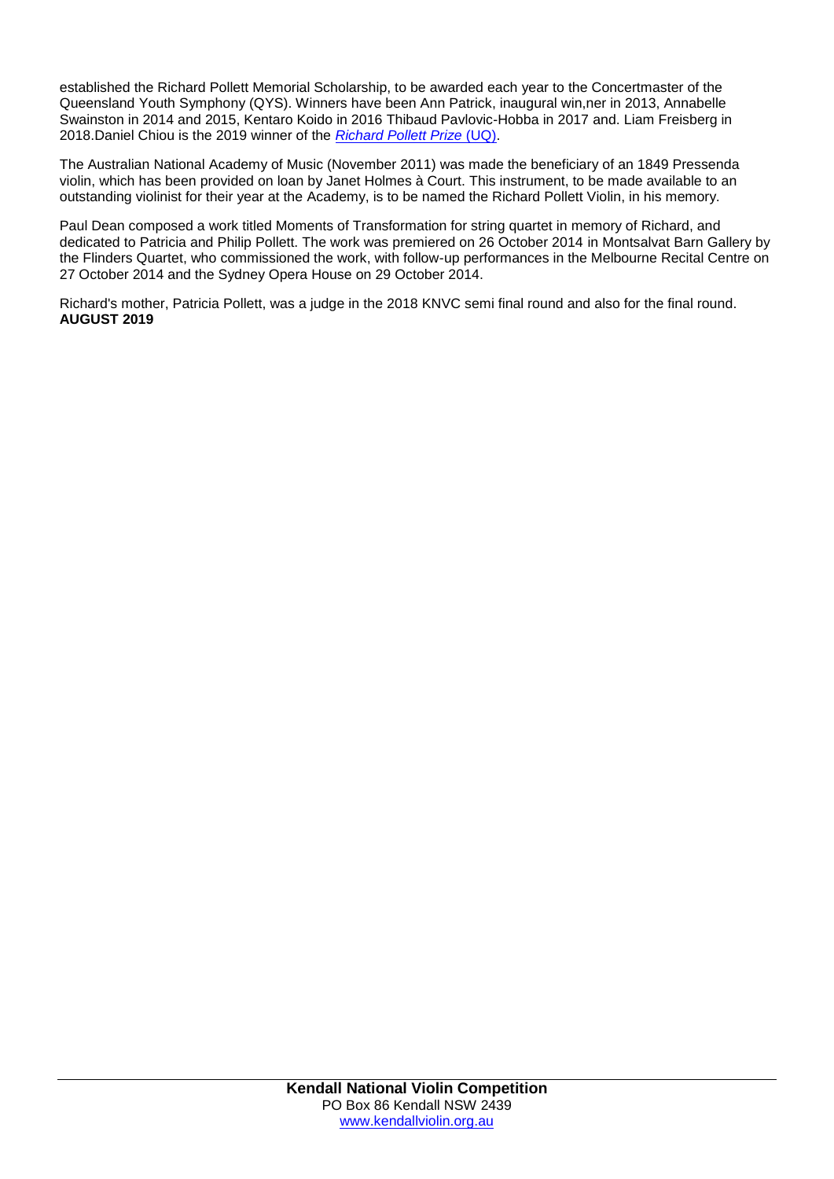established the Richard Pollett Memorial Scholarship, to be awarded each year to the Concertmaster of the Queensland Youth Symphony (QYS). Winners have been Ann Patrick, inaugural win,ner in 2013, Annabelle Swainston in 2014 and 2015, Kentaro Koido in 2016 Thibaud Pavlovic-Hobba in 2017 and. Liam Freisberg in 2018.Daniel Chiou is the 2019 winner of the *Richard Pollett Prize* (UQ).

The Australian National Academy of Music (November 2011) was made the beneficiary of an 1849 Pressenda violin, which has been provided on loan by Janet Holmes à Court. This instrument, to be made available to an outstanding violinist for their year at the Academy, is to be named the Richard Pollett Violin, in his memory.

Paul Dean composed a work titled Moments of Transformation for string quartet in memory of Richard, and dedicated to Patricia and Philip Pollett. The work was premiered on 26 October 2014 in Montsalvat Barn Gallery by the Flinders Quartet, who commissioned the work, with follow-up performances in the Melbourne Recital Centre on 27 October 2014 and the Sydney Opera House on 29 October 2014.

Richard's mother, Patricia Pollett, was a judge in the 2018 KNVC semi final round and also for the final round.
**AUGUST 2019**

**Kendall National Violin Competition**
PO Box 86 Kendall NSW 2439
www.kendallviolin.org.au